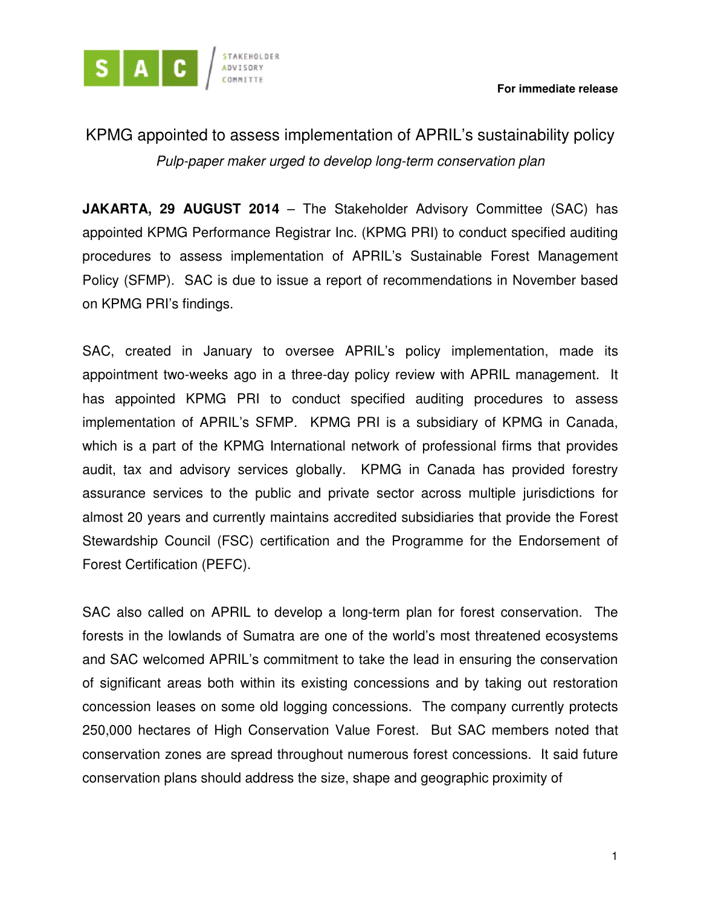S A C STAKEHOLDER ADVISORY COMMITTE

**For immediate release**

# KPMG appointed to assess implementation of APRIL's sustainability policy

*Pulp-paper maker urged to develop long-term conservation plan*

**JAKARTA, 29 AUGUST 2014** – The Stakeholder Advisory Committee (SAC) has appointed KPMG Performance Registrar Inc. (KPMG PRI) to conduct specified auditing procedures to assess implementation of APRIL's Sustainable Forest Management Policy (SFMP). SAC is due to issue a report of recommendations in November based on KPMG PRI's findings.

SAC, created in January to oversee APRIL's policy implementation, made its appointment two-weeks ago in a three-day policy review with APRIL management. It has appointed KPMG PRI to conduct specified auditing procedures to assess implementation of APRIL's SFMP. KPMG PRI is a subsidiary of KPMG in Canada, which is a part of the KPMG International network of professional firms that provides audit, tax and advisory services globally. KPMG in Canada has provided forestry assurance services to the public and private sector across multiple jurisdictions for almost 20 years and currently maintains accredited subsidiaries that provide the Forest Stewardship Council (FSC) certification and the Programme for the Endorsement of Forest Certification (PEFC).

SAC also called on APRIL to develop a long-term plan for forest conservation. The forests in the lowlands of Sumatra are one of the world's most threatened ecosystems and SAC welcomed APRIL's commitment to take the lead in ensuring the conservation of significant areas both within its existing concessions and by taking out restoration concession leases on some old logging concessions. The company currently protects 250,000 hectares of High Conservation Value Forest. But SAC members noted that conservation zones are spread throughout numerous forest concessions. It said future conservation plans should address the size, shape and geographic proximity of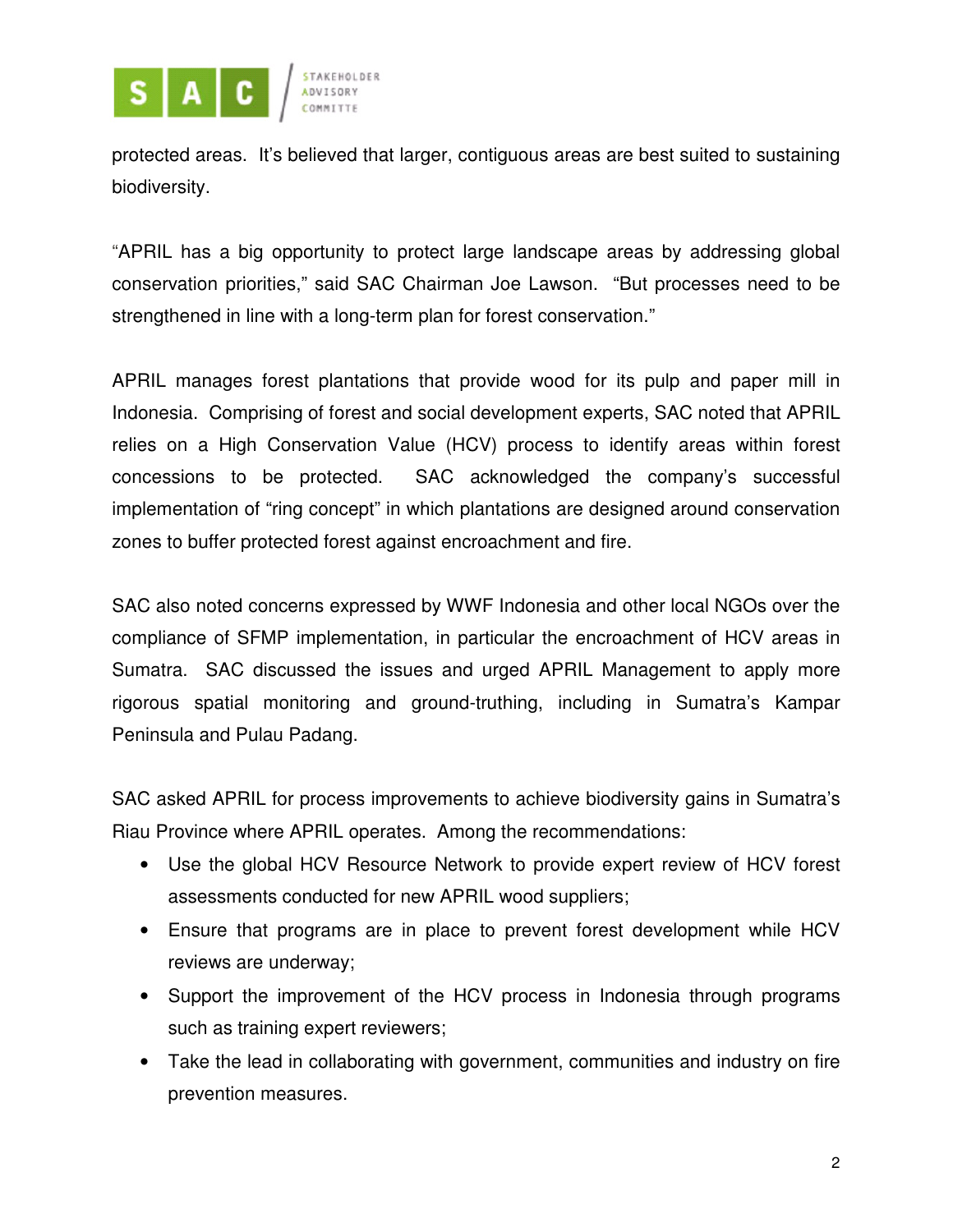protected areas. It's believed that larger, contiguous areas are best suited to sustaining biodiversity.

"APRIL has a big opportunity to protect large landscape areas by addressing global conservation priorities," said SAC Chairman Joe Lawson. "But processes need to be strengthened in line with a long-term plan for forest conservation."

APRIL manages forest plantations that provide wood for its pulp and paper mill in Indonesia. Comprising of forest and social development experts, SAC noted that APRIL relies on a High Conservation Value (HCV) process to identify areas within forest concessions to be protected. SAC acknowledged the company's successful implementation of "ring concept" in which plantations are designed around conservation zones to buffer protected forest against encroachment and fire.

SAC also noted concerns expressed by WWF Indonesia and other local NGOs over the compliance of SFMP implementation, in particular the encroachment of HCV areas in Sumatra. SAC discussed the issues and urged APRIL Management to apply more rigorous spatial monitoring and ground-truthing, including in Sumatra's Kampar Peninsula and Pulau Padang.

SAC asked APRIL for process improvements to achieve biodiversity gains in Sumatra's Riau Province where APRIL operates. Among the recommendations:

- Use the global HCV Resource Network to provide expert review of HCV forest assessments conducted for new APRIL wood suppliers;
- Ensure that programs are in place to prevent forest development while HCV reviews are underway;
- Support the improvement of the HCV process in Indonesia through programs such as training expert reviewers;
- Take the lead in collaborating with government, communities and industry on fire prevention measures.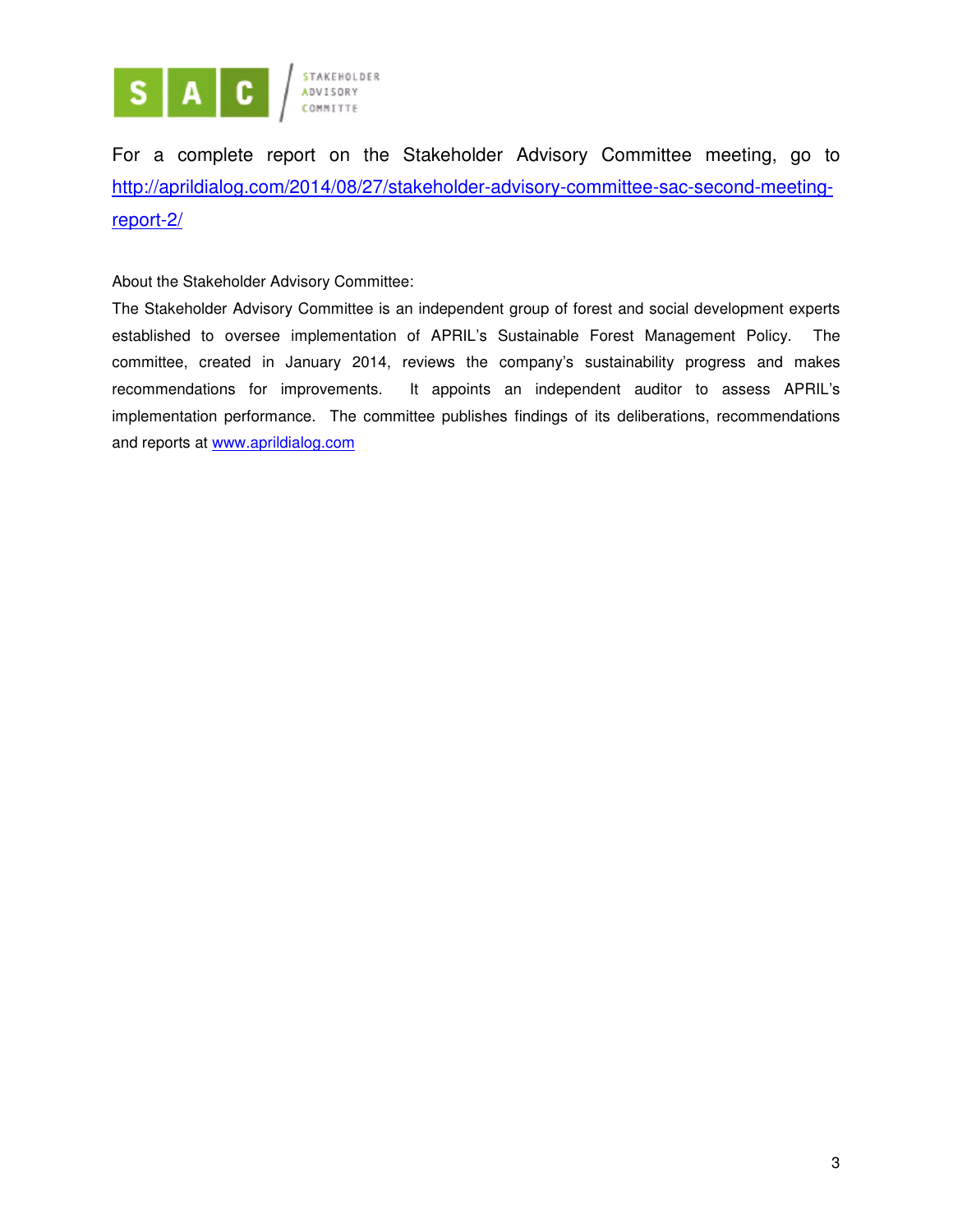For a complete report on the Stakeholder Advisory Committee meeting, go to http://aprildialog.com/2014/08/27/stakeholder-advisory-committee-sac-second-meeting-report-2/

About the Stakeholder Advisory Committee:

The Stakeholder Advisory Committee is an independent group of forest and social development experts established to oversee implementation of APRIL's Sustainable Forest Management Policy. The committee, created in January 2014, reviews the company's sustainability progress and makes recommendations for improvements. It appoints an independent auditor to assess APRIL's implementation performance. The committee publishes findings of its deliberations, recommendations and reports at www.aprildialog.com